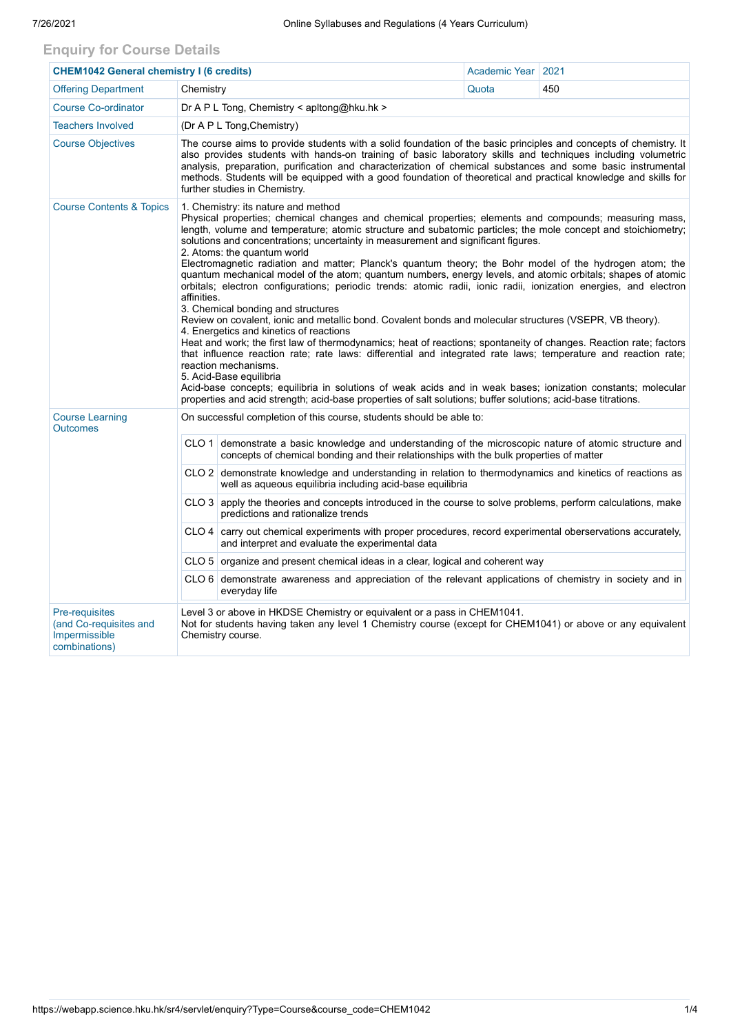## Enquiry for Course Details

| | | | |
|---|---|---|---|
| **CHEM1042 General chemistry I (6 credits)** | | Academic Year | 2021 |
| Offering Department | Chemistry | Quota | 450 |
| Course Co-ordinator | Dr A P L Tong, Chemistry < apltong@hku.hk > | | |
| Teachers Involved | (Dr A P L Tong,Chemistry) | | |
| Course Objectives | The course aims to provide students with a solid foundation of the basic principles and concepts of chemistry. It also provides students with hands-on training of basic laboratory skills and techniques including volumetric analysis, preparation, purification and characterization of chemical substances and some basic instrumental methods. Students will be equipped with a good foundation of theoretical and practical knowledge and skills for further studies in Chemistry. | | |
| Course Contents & Topics | 1. Chemistry: its nature and method<br>Physical properties; chemical changes and chemical properties; elements and compounds; measuring mass, length, volume and temperature; atomic structure and subatomic particles; the mole concept and stoichiometry; solutions and concentrations; uncertainty in measurement and significant figures.<br>2. Atoms: the quantum world<br>Electromagnetic radiation and matter; Planck's quantum theory; the Bohr model of the hydrogen atom; the quantum mechanical model of the atom; quantum numbers, energy levels, and atomic orbitals; shapes of atomic orbitals; electron configurations; periodic trends: atomic radii, ionic radii, ionization energies, and electron affinities.<br>3. Chemical bonding and structures<br>Review on covalent, ionic and metallic bond. Covalent bonds and molecular structures (VSEPR, VB theory).<br>4. Energetics and kinetics of reactions<br>Heat and work; the first law of thermodynamics; heat of reactions; spontaneity of changes. Reaction rate; factors that influence reaction rate; rate laws: differential and integrated rate laws; temperature and reaction rate; reaction mechanisms.<br>5. Acid-Base equilibria<br>Acid-base concepts; equilibria in solutions of weak acids and in weak bases; ionization constants; molecular properties and acid strength; acid-base properties of salt solutions; buffer solutions; acid-base titrations. | | |
| Course Learning Outcomes | On successful completion of this course, students should be able to:<br>CLO 1 demonstrate a basic knowledge and understanding of the microscopic nature of atomic structure and concepts of chemical bonding and their relationships with the bulk properties of matter<br>CLO 2 demonstrate knowledge and understanding in relation to thermodynamics and kinetics of reactions as well as aqueous equilibria including acid-base equilibria<br>CLO 3 apply the theories and concepts introduced in the course to solve problems, perform calculations, make predictions and rationalize trends<br>CLO 4 carry out chemical experiments with proper procedures, record experimental oberservations accurately, and interpret and evaluate the experimental data<br>CLO 5 organize and present chemical ideas in a clear, logical and coherent way<br>CLO 6 demonstrate awareness and appreciation of the relevant applications of chemistry in society and in everyday life | | |
| Pre-requisites (and Co-requisites and Impermissible combinations) | Level 3 or above in HKDSE Chemistry or equivalent or a pass in CHEM1041.<br>Not for students having taken any level 1 Chemistry course (except for CHEM1041) or above or any equivalent Chemistry course. | | |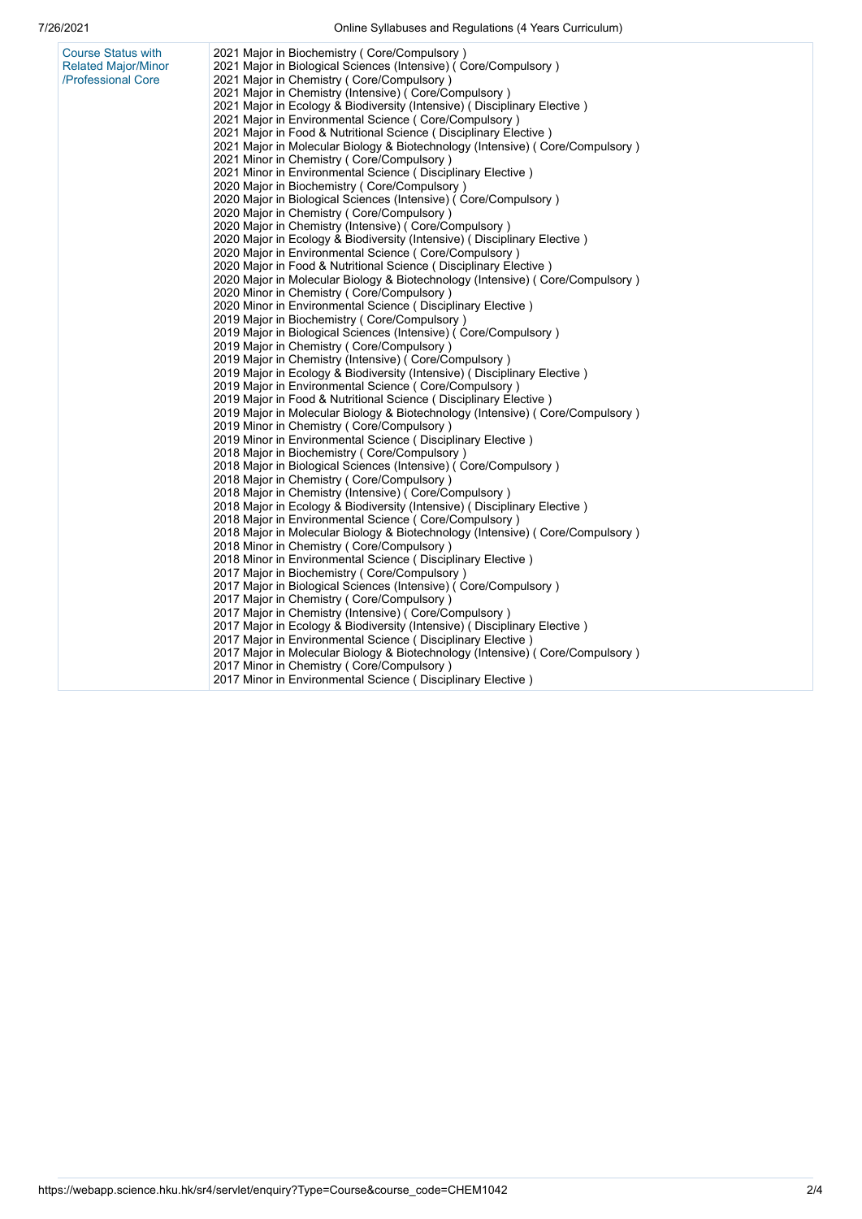| | |
|---|---|
| Course Status with Related Major/Minor /Professional Core | 2021 Major in Biochemistry ( Core/Compulsory )<br>2021 Major in Biological Sciences (Intensive) ( Core/Compulsory )<br>2021 Major in Chemistry ( Core/Compulsory )<br>2021 Major in Chemistry (Intensive) ( Core/Compulsory )<br>2021 Major in Ecology & Biodiversity (Intensive) ( Disciplinary Elective )<br>2021 Major in Environmental Science ( Core/Compulsory )<br>2021 Major in Food & Nutritional Science ( Disciplinary Elective )<br>2021 Major in Molecular Biology & Biotechnology (Intensive) ( Core/Compulsory )<br>2021 Minor in Chemistry ( Core/Compulsory )<br>2021 Minor in Environmental Science ( Disciplinary Elective )<br>2020 Major in Biochemistry ( Core/Compulsory )<br>2020 Major in Biological Sciences (Intensive) ( Core/Compulsory )<br>2020 Major in Chemistry ( Core/Compulsory )<br>2020 Major in Chemistry (Intensive) ( Core/Compulsory )<br>2020 Major in Ecology & Biodiversity (Intensive) ( Disciplinary Elective )<br>2020 Major in Environmental Science ( Core/Compulsory )<br>2020 Major in Food & Nutritional Science ( Disciplinary Elective )<br>2020 Major in Molecular Biology & Biotechnology (Intensive) ( Core/Compulsory )<br>2020 Minor in Chemistry ( Core/Compulsory )<br>2020 Minor in Environmental Science ( Disciplinary Elective )<br>2019 Major in Biochemistry ( Core/Compulsory )<br>2019 Major in Biological Sciences (Intensive) ( Core/Compulsory )<br>2019 Major in Chemistry ( Core/Compulsory )<br>2019 Major in Chemistry (Intensive) ( Core/Compulsory )<br>2019 Major in Ecology & Biodiversity (Intensive) ( Disciplinary Elective )<br>2019 Major in Environmental Science ( Core/Compulsory )<br>2019 Major in Food & Nutritional Science ( Disciplinary Elective )<br>2019 Major in Molecular Biology & Biotechnology (Intensive) ( Core/Compulsory )<br>2019 Minor in Chemistry ( Core/Compulsory )<br>2019 Minor in Environmental Science ( Disciplinary Elective )<br>2018 Major in Biochemistry ( Core/Compulsory )<br>2018 Major in Biological Sciences (Intensive) ( Core/Compulsory )<br>2018 Major in Chemistry ( Core/Compulsory )<br>2018 Major in Chemistry (Intensive) ( Core/Compulsory )<br>2018 Major in Ecology & Biodiversity (Intensive) ( Disciplinary Elective )<br>2018 Major in Environmental Science ( Core/Compulsory )<br>2018 Major in Molecular Biology & Biotechnology (Intensive) ( Core/Compulsory )<br>2018 Minor in Chemistry ( Core/Compulsory )<br>2018 Minor in Environmental Science ( Disciplinary Elective )<br>2017 Major in Biochemistry ( Core/Compulsory )<br>2017 Major in Biological Sciences (Intensive) ( Core/Compulsory )<br>2017 Major in Chemistry ( Core/Compulsory )<br>2017 Major in Chemistry (Intensive) ( Core/Compulsory )<br>2017 Major in Ecology & Biodiversity (Intensive) ( Disciplinary Elective )<br>2017 Major in Environmental Science ( Disciplinary Elective )<br>2017 Major in Molecular Biology & Biotechnology (Intensive) ( Core/Compulsory )<br>2017 Minor in Chemistry ( Core/Compulsory )<br>2017 Minor in Environmental Science ( Disciplinary Elective ) |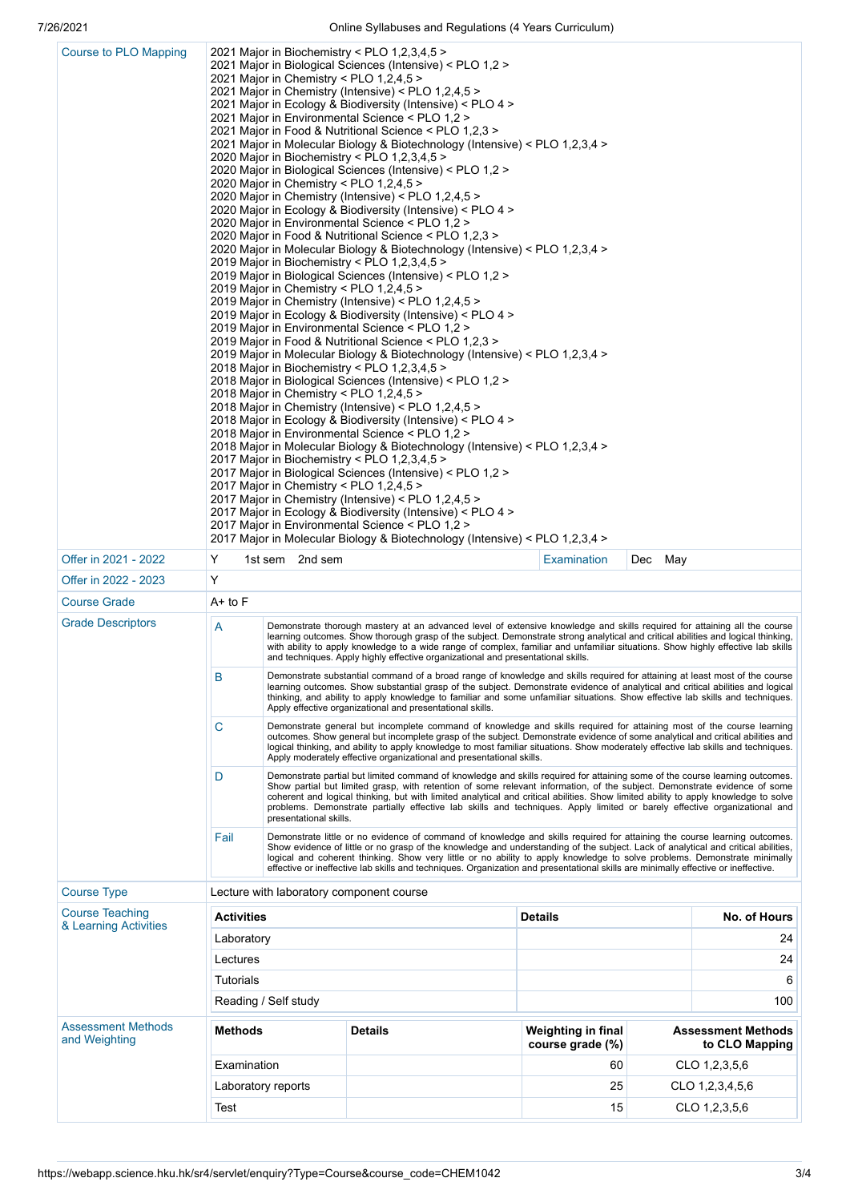| | |
|---|---|
| Course to PLO Mapping | 2021 Major in Biochemistry < PLO 1,2,3,4,5 ><br>2021 Major in Biological Sciences (Intensive) < PLO 1,2 ><br>2021 Major in Chemistry < PLO 1,2,4,5 ><br>2021 Major in Chemistry (Intensive) < PLO 1,2,4,5 ><br>2021 Major in Ecology & Biodiversity (Intensive) < PLO 4 ><br>2021 Major in Environmental Science < PLO 1,2 ><br>2021 Major in Food & Nutritional Science < PLO 1,2,3 ><br>2021 Major in Molecular Biology & Biotechnology (Intensive) < PLO 1,2,3,4 ><br>2020 Major in Biochemistry < PLO 1,2,3,4,5 ><br>2020 Major in Biological Sciences (Intensive) < PLO 1,2 ><br>2020 Major in Chemistry < PLO 1,2,4,5 ><br>2020 Major in Chemistry (Intensive) < PLO 1,2,4,5 ><br>2020 Major in Ecology & Biodiversity (Intensive) < PLO 4 ><br>2020 Major in Environmental Science < PLO 1,2 ><br>2020 Major in Food & Nutritional Science < PLO 1,2,3 ><br>2020 Major in Molecular Biology & Biotechnology (Intensive) < PLO 1,2,3,4 ><br>2019 Major in Biochemistry < PLO 1,2,3,4,5 ><br>2019 Major in Biological Sciences (Intensive) < PLO 1,2 ><br>2019 Major in Chemistry < PLO 1,2,4,5 ><br>2019 Major in Chemistry (Intensive) < PLO 1,2,4,5 ><br>2019 Major in Ecology & Biodiversity (Intensive) < PLO 4 ><br>2019 Major in Environmental Science < PLO 1,2 ><br>2019 Major in Food & Nutritional Science < PLO 1,2,3 ><br>2019 Major in Molecular Biology & Biotechnology (Intensive) < PLO 1,2,3,4 ><br>2018 Major in Biochemistry < PLO 1,2,3,4,5 ><br>2018 Major in Biological Sciences (Intensive) < PLO 1,2 ><br>2018 Major in Chemistry < PLO 1,2,4,5 ><br>2018 Major in Chemistry (Intensive) < PLO 1,2,4,5 ><br>2018 Major in Ecology & Biodiversity (Intensive) < PLO 4 ><br>2018 Major in Environmental Science < PLO 1,2 ><br>2018 Major in Molecular Biology & Biotechnology (Intensive) < PLO 1,2,3,4 ><br>2017 Major in Biochemistry < PLO 1,2,3,4,5 ><br>2017 Major in Biological Sciences (Intensive) < PLO 1,2 ><br>2017 Major in Chemistry < PLO 1,2,4,5 ><br>2017 Major in Chemistry (Intensive) < PLO 1,2,4,5 ><br>2017 Major in Ecology & Biodiversity (Intensive) < PLO 4 ><br>2017 Major in Environmental Science < PLO 1,2 ><br>2017 Major in Molecular Biology & Biotechnology (Intensive) < PLO 1,2,3,4 > |
| Offer in 2021 - 2022 | Y 1st sem 2nd sem — Examination: Dec May |
| Offer in 2022 - 2023 | Y |
| Course Grade | A+ to F |
| Course Type | Lecture with laboratory component course |

**Grade Descriptors**

| | |
|---|---|
| A | Demonstrate thorough mastery at an advanced level of extensive knowledge and skills required for attaining all the course learning outcomes. Show thorough grasp of the subject. Demonstrate strong analytical and critical abilities and logical thinking, with ability to apply knowledge to a wide range of complex, familiar and unfamiliar situations. Show highly effective lab skills and techniques. Apply highly effective organizational and presentational skills. |
| B | Demonstrate substantial command of a broad range of knowledge and skills required for attaining at least most of the course learning outcomes. Show substantial grasp of the subject. Demonstrate evidence of analytical and critical abilities and logical thinking, and ability to apply knowledge to familiar and some unfamiliar situations. Show effective lab skills and techniques. Apply effective organizational and presentational skills. |
| C | Demonstrate general but incomplete command of knowledge and skills required for attaining most of the course learning outcomes. Show general but incomplete grasp of the subject. Demonstrate evidence of some analytical and critical abilities and logical thinking, and ability to apply knowledge to most familiar situations. Show moderately effective lab skills and techniques. Apply moderately effective organizational and presentational skills. |
| D | Demonstrate partial but limited command of knowledge and skills required for attaining some of the course learning outcomes. Show partial but limited grasp, with retention of some relevant information, of the subject. Demonstrate evidence of some coherent and logical thinking, but with limited analytical and critical abilities. Show limited ability to apply knowledge to solve problems. Demonstrate partially effective lab skills and techniques. Apply limited or barely effective organizational and presentational skills. |
| Fail | Demonstrate little or no evidence of command of knowledge and skills required for attaining the course learning outcomes. Show evidence of little or no grasp of the knowledge and understanding of the subject. Lack of analytical and critical abilities, logical and coherent thinking. Show very little or no ability to apply knowledge to solve problems. Demonstrate minimally effective or ineffective lab skills and techniques. Organization and presentational skills are minimally effective or ineffective. |

**Course Teaching & Learning Activities**

| Activities | Details | No. of Hours |
|---|---|---|
| Laboratory | | 24 |
| Lectures | | 24 |
| Tutorials | | 6 |
| Reading / Self study | | 100 |

**Assessment Methods and Weighting**

| Methods | Details | Weighting in final course grade (%) | Assessment Methods to CLO Mapping |
|---|---|---|---|
| Examination | | 60 | CLO 1,2,3,5,6 |
| Laboratory reports | | 25 | CLO 1,2,3,4,5,6 |
| Test | | 15 | CLO 1,2,3,5,6 |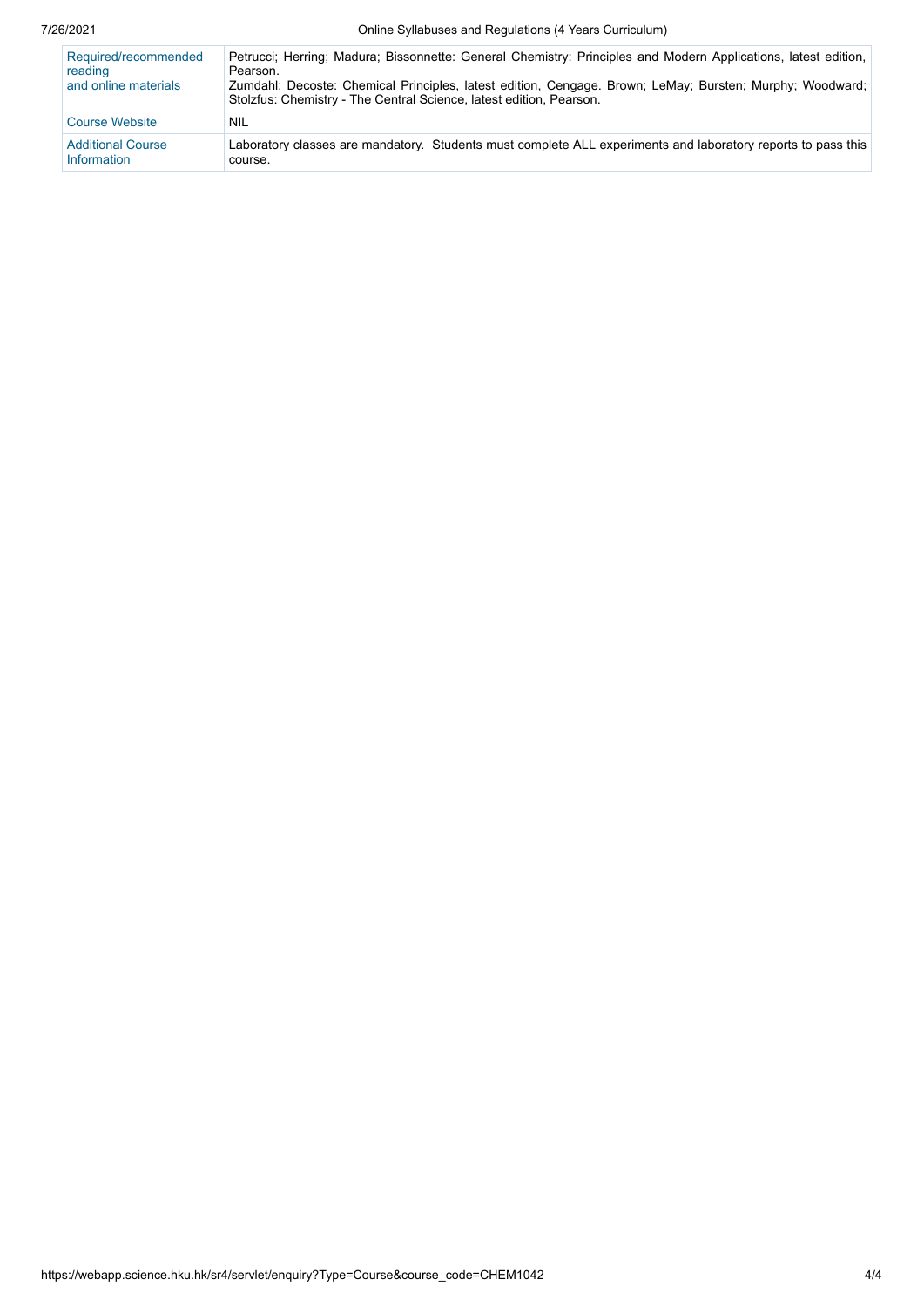| | |
|---|---|
| Required/recommended reading and online materials | Petrucci; Herring; Madura; Bissonnette: General Chemistry: Principles and Modern Applications, latest edition, Pearson.<br>Zumdahl; Decoste: Chemical Principles, latest edition, Cengage. Brown; LeMay; Bursten; Murphy; Woodward; Stolzfus: Chemistry - The Central Science, latest edition, Pearson. |
| Course Website | NIL |
| Additional Course Information | Laboratory classes are mandatory. Students must complete ALL experiments and laboratory reports to pass this course. |